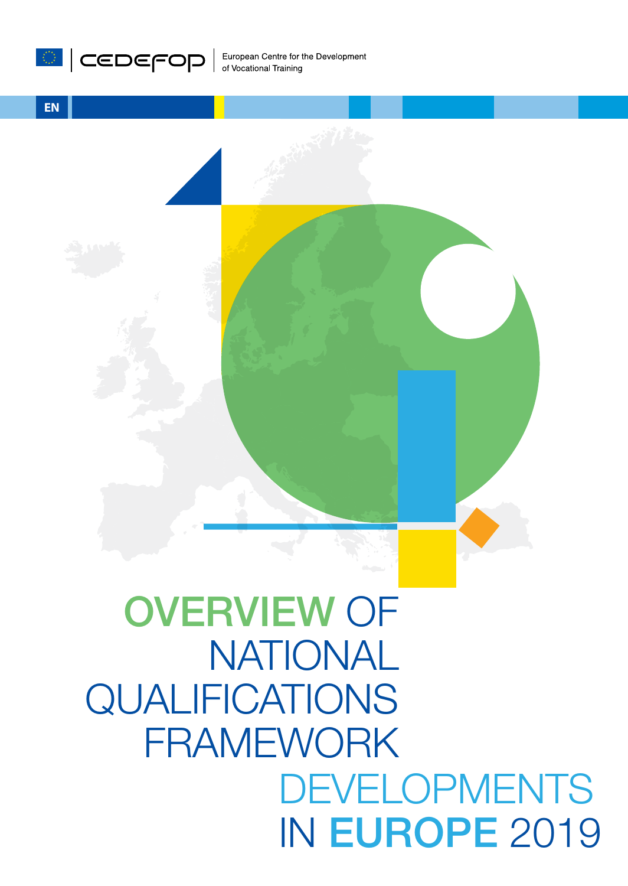CEDEFOP

European Centre for the Development of Vocational Training

EN

# OVERVIEW OF NATIONAL QUALIFICATIONS FRAMEWORK DEVELOPMENTS IN EUROPE 2019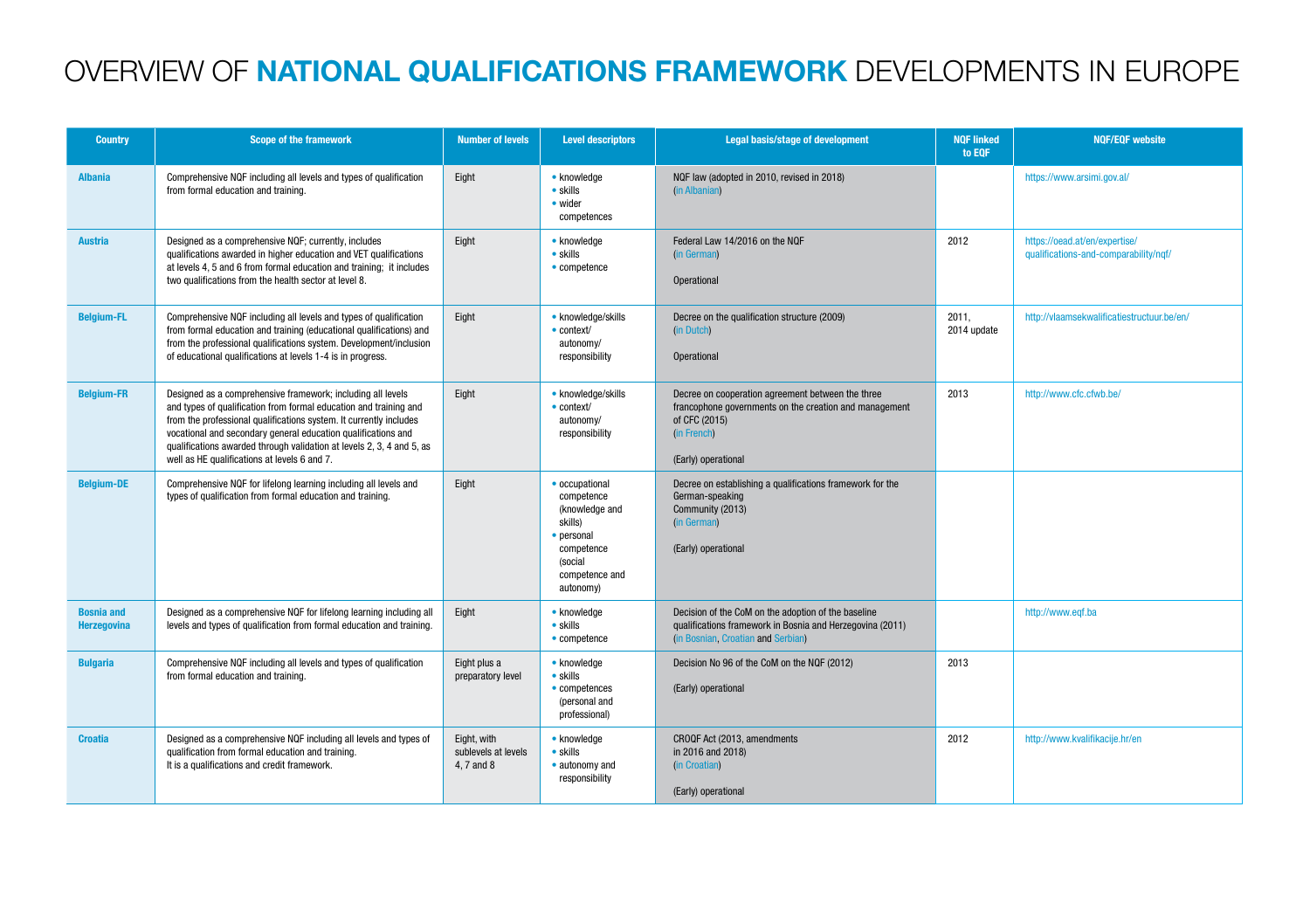# OVERVIEW OF **NATIONAL QUALIFICATIONS FRAMEWORK** DEVELOPMENTS IN EUROPE

| Country | Scope of the framework | Number of levels | Level descriptors | Legal basis/stage of development | NQF linked to EQF | NQF/EQF website |
|---|---|---|---|---|---|---|
| **Albania** | Comprehensive NQF including all levels and types of qualification from formal education and training. | Eight | • knowledge<br>• skills<br>• wider competences | NQF law (adopted in 2010, revised in 2018)<br>(in Albanian) | | https://www.arsimi.gov.al/ |
| **Austria** | Designed as a comprehensive NQF; currently, includes qualifications awarded in higher education and VET qualifications at levels 4, 5 and 6 from formal education and training; it includes two qualifications from the health sector at level 8. | Eight | • knowledge<br>• skills<br>• competence | Federal Law 14/2016 on the NQF<br>(in German)<br><br>Operational | 2012 | https://oead.at/en/expertise/qualifications-and-comparability/nqf/ |
| **Belgium-FL** | Comprehensive NQF including all levels and types of qualification from formal education and training (educational qualifications) and from the professional qualifications system. Development/inclusion of educational qualifications at levels 1-4 is in progress. | Eight | • knowledge/skills<br>• context/ autonomy/ responsibility | Decree on the qualification structure (2009)<br>(in Dutch)<br><br>Operational | 2011,<br>2014 update | http://vlaamsekwalificatiestructuur.be/en/ |
| **Belgium-FR** | Designed as a comprehensive framework; including all levels and types of qualification from formal education and training and from the professional qualifications system. It currently includes vocational and secondary general education qualifications and qualifications awarded through validation at levels 2, 3, 4 and 5, as well as HE qualifications at levels 6 and 7. | Eight | • knowledge/skills<br>• context/ autonomy/ responsibility | Decree on cooperation agreement between the three francophone governments on the creation and management of CFC (2015)<br>(in French)<br><br>(Early) operational | 2013 | http://www.cfc.cfwb.be/ |
| **Belgium-DE** | Comprehensive NQF for lifelong learning including all levels and types of qualification from formal education and training. | Eight | • occupational competence (knowledge and skills)<br>• personal competence (social competence and autonomy) | Decree on establishing a qualifications framework for the German-speaking Community (2013)<br>(in German)<br><br>(Early) operational | | |
| **Bosnia and Herzegovina** | Designed as a comprehensive NQF for lifelong learning including all levels and types of qualification from formal education and training. | Eight | • knowledge<br>• skills<br>• competence | Decision of the CoM on the adoption of the baseline qualifications framework in Bosnia and Herzegovina (2011)<br>(in Bosnian, Croatian and Serbian) | | http://www.eqf.ba |
| **Bulgaria** | Comprehensive NQF including all levels and types of qualification from formal education and training. | Eight plus a preparatory level | • knowledge<br>• skills<br>• competences (personal and professional) | Decision No 96 of the CoM on the NQF (2012)<br><br>(Early) operational | 2013 | |
| **Croatia** | Designed as a comprehensive NQF including all levels and types of qualification from formal education and training.<br>It is a qualifications and credit framework. | Eight, with sublevels at levels 4, 7 and 8 | • knowledge<br>• skills<br>• autonomy and responsibility | CROQF Act (2013, amendments in 2016 and 2018)<br>(in Croatian)<br><br>(Early) operational | 2012 | http://www.kvalifikacije.hr/en |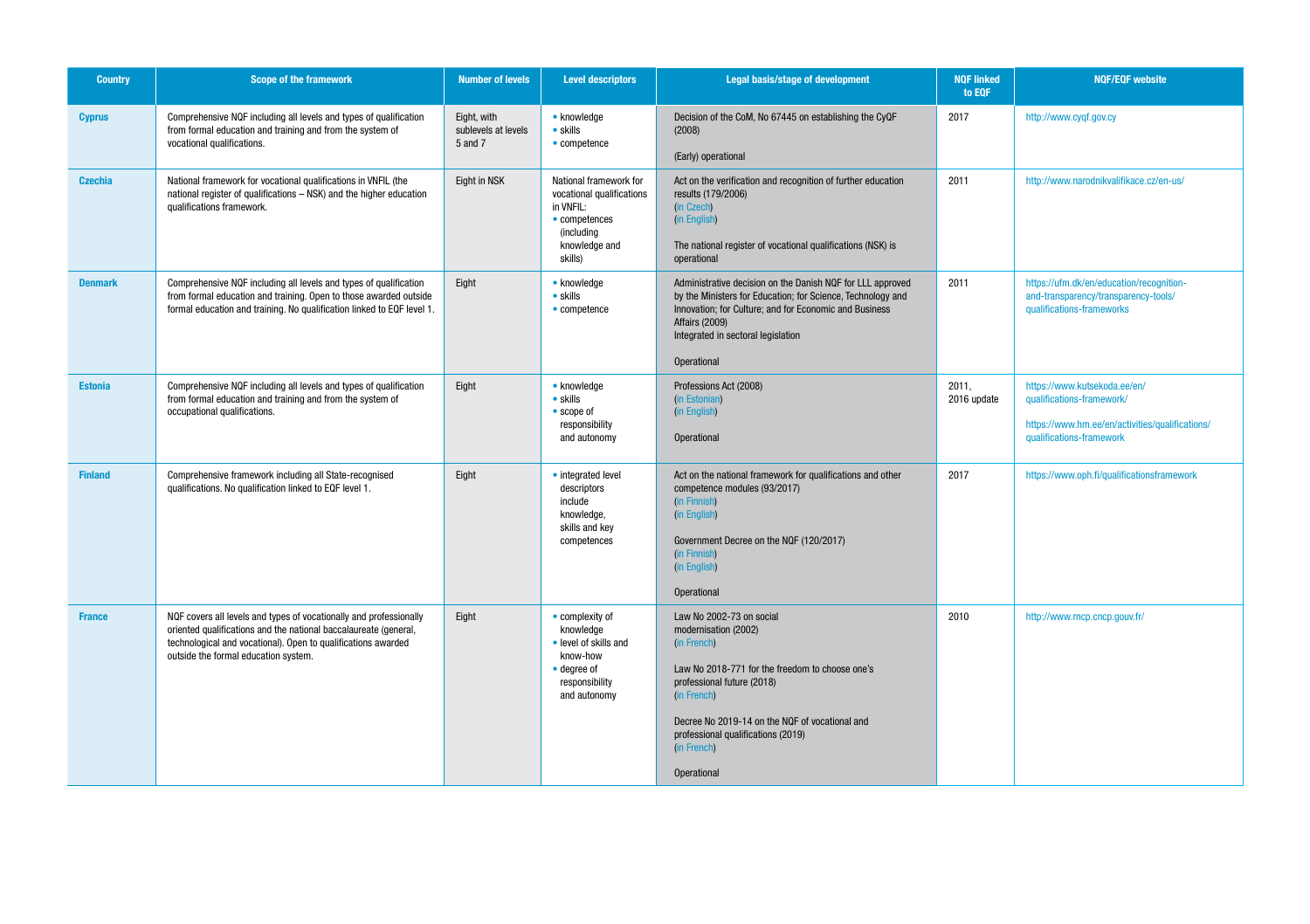| Country | Scope of the framework | Number of levels | Level descriptors | Legal basis/stage of development | NQF linked to EQF | NQF/EQF website |
|---|---|---|---|---|---|---|
| **Cyprus** | Comprehensive NQF including all levels and types of qualification from formal education and training and from the system of vocational qualifications. | Eight, with sublevels at levels 5 and 7 | • knowledge<br>• skills<br>• competence | Decision of the CoM, No 67445 on establishing the CyQF (2008)<br><br>(Early) operational | 2017 | http://www.cyqf.gov.cy |
| **Czechia** | National framework for vocational qualifications in VNFIL (the national register of qualifications – NSK) and the higher education qualifications framework. | Eight in NSK | National framework for vocational qualifications in VNFIL:<br>• competences (including knowledge and skills) | Act on the verification and recognition of further education results (179/2006)<br>(in Czech)<br>(in English)<br><br>The national register of vocational qualifications (NSK) is operational | 2011 | http://www.narodnikvalifikace.cz/en-us/ |
| **Denmark** | Comprehensive NQF including all levels and types of qualification from formal education and training. Open to those awarded outside formal education and training. No qualification linked to EQF level 1. | Eight | • knowledge<br>• skills<br>• competence | Administrative decision on the Danish NQF for LLL approved by the Ministers for Education; for Science, Technology and Innovation; for Culture; and for Economic and Business Affairs (2009)<br>Integrated in sectoral legislation<br><br>Operational | 2011 | https://ufm.dk/en/education/recognition-and-transparency/transparency-tools/qualifications-frameworks |
| **Estonia** | Comprehensive NQF including all levels and types of qualification from formal education and training and from the system of occupational qualifications. | Eight | • knowledge<br>• skills<br>• scope of responsibility and autonomy | Professions Act (2008)<br>(in Estonian)<br>(in English)<br><br>Operational | 2011, 2016 update | https://www.kutsekoda.ee/en/qualifications-framework/<br><br>https://www.hm.ee/en/activities/qualifications/qualifications-framework |
| **Finland** | Comprehensive framework including all State-recognised qualifications. No qualification linked to EQF level 1. | Eight | • integrated level descriptors include knowledge, skills and key competences | Act on the national framework for qualifications and other competence modules (93/2017)<br>(in Finnish)<br>(in English)<br><br>Government Decree on the NQF (120/2017)<br>(in Finnish)<br>(in English)<br><br>Operational | 2017 | https://www.oph.fi/qualificationsframework |
| **France** | NQF covers all levels and types of vocationally and professionally oriented qualifications and the national baccalaureate (general, technological and vocational). Open to qualifications awarded outside the formal education system. | Eight | • complexity of knowledge<br>• level of skills and know-how<br>• degree of responsibility and autonomy | Law No 2002-73 on social modernisation (2002)<br>(in French)<br><br>Law No 2018-771 for the freedom to choose one's professional future (2018)<br>(in French)<br><br>Decree No 2019-14 on the NQF of vocational and professional qualifications (2019)<br>(in French)<br><br>Operational | 2010 | http://www.rncp.cncp.gouv.fr/ |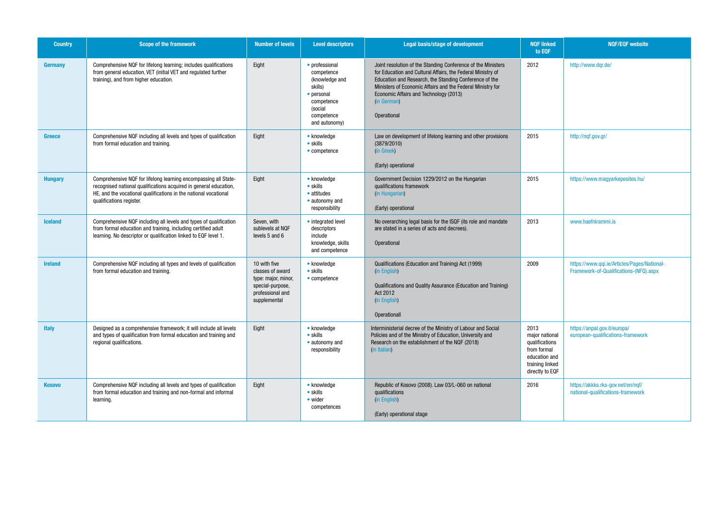| Country | Scope of the framework | Number of levels | Level descriptors | Legal basis/stage of development | NQF linked to EQF | NQF/EQF website |
|---|---|---|---|---|---|---|
| **Germany** | Comprehensive NQF for lifelong learning; includes qualifications from general education, VET (initial VET and regulated further training), and from higher education. | Eight | • professional competence (knowledge and skills)<br>• personal competence (social competence and autonomy) | Joint resolution of the Standing Conference of the Ministers for Education and Cultural Affairs, the Federal Ministry of Education and Research, the Standing Conference of the Ministers of Economic Affairs and the Federal Ministry for Economic Affairs and Technology (2013)<br>(in German)<br><br>Operational | 2012 | http://www.dqr.de/ |
| **Greece** | Comprehensive NQF including all levels and types of qualification from formal education and training. | Eight | • knowledge<br>• skills<br>• competence | Law on development of lifelong learning and other provisions (3879/2010)<br>(in Greek)<br><br>(Early) operational | 2015 | http://nqf.gov.gr/ |
| **Hungary** | Comprehensive NQF for lifelong learning encompassing all State-recognised national qualifications acquired in general education, HE, and the vocational qualifications in the national vocational qualifications register. | Eight | • knowledge<br>• skills<br>• attitudes<br>• autonomy and responsibility | Government Decision 1229/2012 on the Hungarian qualifications framework<br>(in Hungarian)<br><br>(Early) operational | 2015 | https://www.magyarkepesites.hu/ |
| **Iceland** | Comprehensive NQF including all levels and types of qualification from formal education and training, including certified adult learning. No descriptor or qualification linked to EQF level 1. | Seven, with sublevels at NQF levels 5 and 6 | • integrated level descriptors include knowledge, skills and competence | No overarching legal basis for the ISQF (its role and mandate are stated in a series of acts and decrees).<br><br>Operational | 2013 | www.haefnirammi.is |
| **Ireland** | Comprehensive NQF including all types and levels of qualification from formal education and training. | 10 with five classes of award type: major, minor, special-purpose, professional and supplemental | • knowledge<br>• skills<br>• competence | Qualifications (Education and Training) Act (1999)<br>(in English)<br><br>Qualifications and Quality Assurance (Education and Training) Act 2012<br>(in English)<br><br>Operationall | 2009 | https://www.qqi.ie/Articles/Pages/National-Framework-of-Qualifications-(NFQ).aspx |
| **Italy** | Designed as a comprehensive framework; it will include all levels and types of qualification from formal education and training and regional qualifications. | Eight | • knowledge<br>• skills<br>• autonomy and responsibility | Interministerial decree of the Ministry of Labour and Social Policies and of the Ministry of Education, University and Research on the establishment of the NQF (2018)<br>(in Italian) | 2013 major national qualifications from formal education and training linked directly to EQF | https://anpal.gov.it/europa/european-qualifications-framework |
| **Kosovo** | Comprehensive NQF including all levels and types of qualification from formal education and training and non-formal and informal learning. | Eight | • knowledge<br>• skills<br>• wider competences | Republic of Kosovo (2008). Law 03/L-060 on national qualifications<br>(in English)<br><br>(Early) operational stage | 2016 | https://akkks.rks-gov.net/en/nqf/national-qualifications-framework |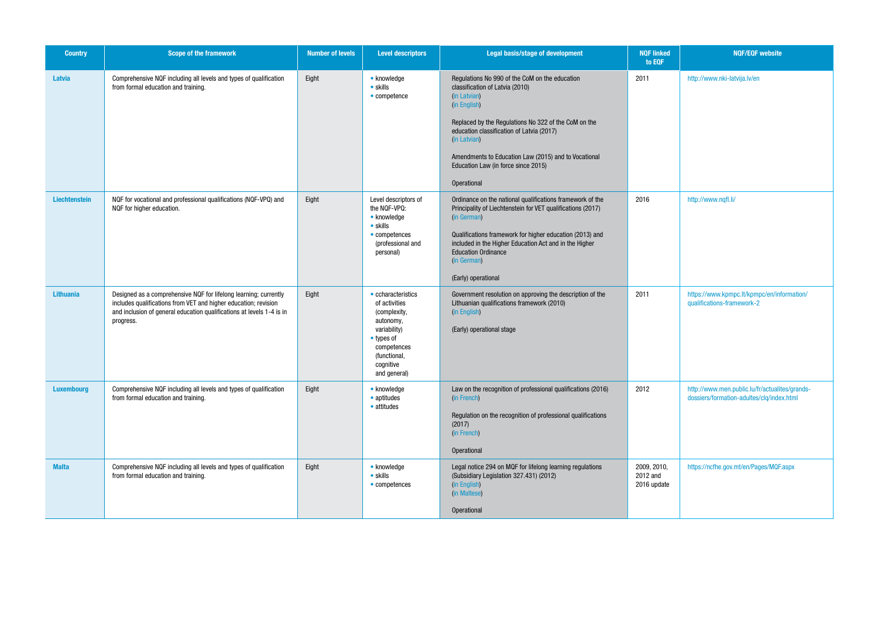| Country | Scope of the framework | Number of levels | Level descriptors | Legal basis/stage of development | NQF linked to EQF | NQF/EQF website |
|---|---|---|---|---|---|---|
| **Latvia** | Comprehensive NQF including all levels and types of qualification from formal education and training. | Eight | • knowledge<br>• skills<br>• competence | Regulations No 990 of the CoM on the education classification of Latvia (2010)<br>(in Latvian)<br>(in English)<br><br>Replaced by the Regulations No 322 of the CoM on the education classification of Latvia (2017)<br>(in Latvian)<br><br>Amendments to Education Law (2015) and to Vocational Education Law (in force since 2015)<br><br>Operational | 2011 | http://www.nki-latvija.lv/en |
| **Liechtenstein** | NQF for vocational and professional qualifications (NQF-VPQ) and NQF for higher education. | Eight | Level descriptors of the NQF-VPQ:<br>• knowledge<br>• skills<br>• competences (professional and personal) | Ordinance on the national qualifications framework of the Principality of Liechtenstein for VET qualifications (2017)<br>(in German)<br><br>Qualifications framework for higher education (2013) and included in the Higher Education Act and in the Higher Education Ordinance<br>(in German)<br><br>(Early) operational | 2016 | http://www.nqfl.li/ |
| **Lithuania** | Designed as a comprehensive NQF for lifelong learning; currently includes qualifications from VET and higher education; revision and inclusion of general education qualifications at levels 1-4 is in progress. | Eight | • ccharacteristics of activities (complexity, autonomy, variability)<br>• types of competences (functional, cognitive and general) | Government resolution on approving the description of the Lithuanian qualifications framework (2010)<br>(in English)<br><br>(Early) operational stage | 2011 | https://www.kpmpc.lt/kpmpc/en/information/qualifications-framework-2 |
| **Luxembourg** | Comprehensive NQF including all levels and types of qualification from formal education and training. | Eight | • knowledge<br>• aptitudes<br>• attitudes | Law on the recognition of professional qualifications (2016)<br>(in French)<br><br>Regulation on the recognition of professional qualifications (2017)<br>(in French)<br><br>Operational | 2012 | http://www.men.public.lu/fr/actualites/grands-dossiers/formation-adultes/clq/index.html |
| **Malta** | Comprehensive NQF including all levels and types of qualification from formal education and training. | Eight | • knowledge<br>• skills<br>• competences | Legal notice 294 on MQF for lifelong learning regulations (Subsidiary Legislation 327.431) (2012)<br>(in English)<br>(in Maltese)<br><br>Operational | 2009, 2010, 2012 and 2016 update | https://ncfhe.gov.mt/en/Pages/MQF.aspx |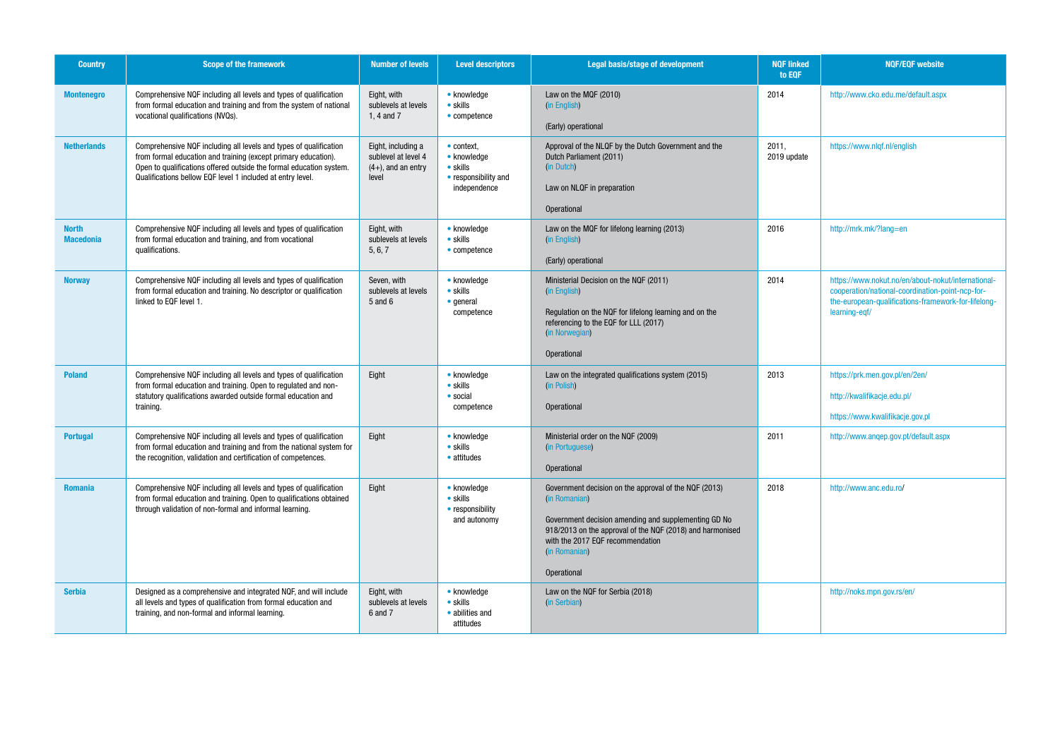| Country | Scope of the framework | Number of levels | Level descriptors | Legal basis/stage of development | NQF linked to EQF | NQF/EQF website |
|---|---|---|---|---|---|---|
| **Montenegro** | Comprehensive NQF including all levels and types of qualification from formal education and training and from the system of national vocational qualifications (NVQs). | Eight, with sublevels at levels 1, 4 and 7 | • knowledge<br>• skills<br>• competence | Law on the MQF (2010)<br>(in English)<br><br>(Early) operational | 2014 | http://www.cko.edu.me/default.aspx |
| **Netherlands** | Comprehensive NQF including all levels and types of qualification from formal education and training (except primary education). Open to qualifications offered outside the formal education system. Qualifications bellow EQF level 1 included at entry level. | Eight, including a sublevel at level 4 (4+), and an entry level | • context,<br>• knowledge<br>• skills<br>• responsibility and independence | Approval of the NLQF by the Dutch Government and the Dutch Parliament (2011)<br>(in Dutch)<br><br>Law on NLQF in preparation<br><br>Operational | 2011,<br>2019 update | https://www.nlqf.nl/english |
| **North Macedonia** | Comprehensive NQF including all levels and types of qualification from formal education and training, and from vocational qualifications. | Eight, with sublevels at levels 5, 6, 7 | • knowledge<br>• skills<br>• competence | Law on the MQF for lifelong learning (2013)<br>(in English)<br><br>(Early) operational | 2016 | http://mrk.mk/?lang=en |
| **Norway** | Comprehensive NQF including all levels and types of qualification from formal education and training. No descriptor or qualification linked to EQF level 1. | Seven, with sublevels at levels 5 and 6 | • knowledge<br>• skills<br>• general competence | Ministerial Decision on the NQF (2011)<br>(in English)<br><br>Regulation on the NQF for lifelong learning and on the referencing to the EQF for LLL (2017)<br>(in Norwegian)<br><br>Operational | 2014 | https://www.nokut.no/en/about-nokut/international-cooperation/national-coordination-point-ncp-for-the-european-qualifications-framework-for-lifelong-learning-eqf/ |
| **Poland** | Comprehensive NQF including all levels and types of qualification from formal education and training. Open to regulated and non-statutory qualifications awarded outside formal education and training. | Eight | • knowledge<br>• skills<br>• social competence | Law on the integrated qualifications system (2015)<br>(in Polish)<br><br>Operational | 2013 | https://prk.men.gov.pl/en/2en/<br><br>http://kwalifikacje.edu.pl/<br><br>https://www.kwalifikacje.gov.pl |
| **Portugal** | Comprehensive NQF including all levels and types of qualification from formal education and training and from the national system for the recognition, validation and certification of competences. | Eight | • knowledge<br>• skills<br>• attitudes | Ministerial order on the NQF (2009)<br>(in Portuguese)<br><br>Operational | 2011 | http://www.anqep.gov.pt/default.aspx |
| **Romania** | Comprehensive NQF including all levels and types of qualification from formal education and training. Open to qualifications obtained through validation of non-formal and informal learning. | Eight | • knowledge<br>• skills<br>• responsibility and autonomy | Government decision on the approval of the NQF (2013)<br>(in Romanian)<br><br>Government decision amending and supplementing GD No 918/2013 on the approval of the NQF (2018) and harmonised with the 2017 EQF recommendation<br>(in Romanian)<br><br>Operational | 2018 | http://www.anc.edu.ro/ |
| **Serbia** | Designed as a comprehensive and integrated NQF, and will include all levels and types of qualification from formal education and training, and non-formal and informal learning. | Eight, with sublevels at levels 6 and 7 | • knowledge<br>• skills<br>• abilities and attitudes | Law on the NQF for Serbia (2018)<br>(in Serbian) | | http://noks.mpn.gov.rs/en/ |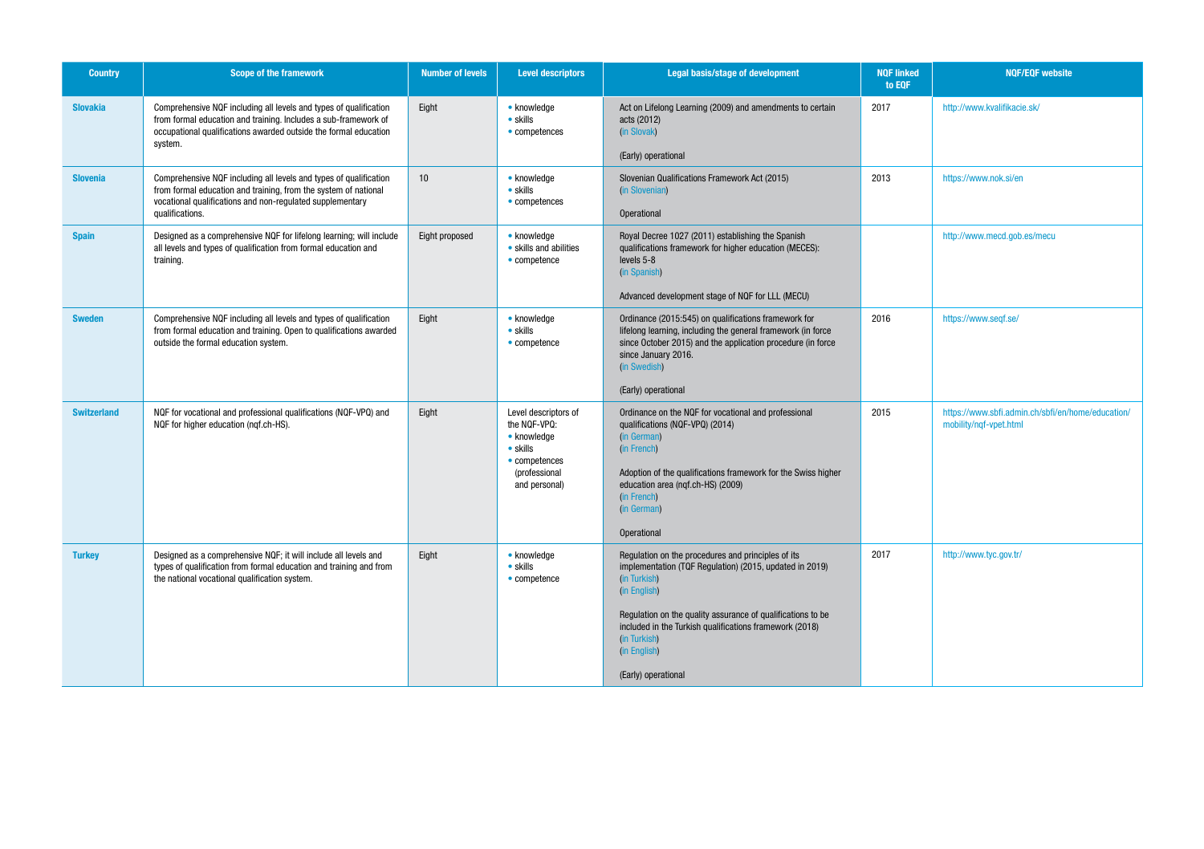| Country | Scope of the framework | Number of levels | Level descriptors | Legal basis/stage of development | NQF linked to EQF | NQF/EQF website |
|---|---|---|---|---|---|---|
| **Slovakia** | Comprehensive NQF including all levels and types of qualification from formal education and training. Includes a sub-framework of occupational qualifications awarded outside the formal education system. | Eight | • knowledge<br>• skills<br>• competences | Act on Lifelong Learning (2009) and amendments to certain acts (2012)<br>(in Slovak)<br><br>(Early) operational | 2017 | http://www.kvalifikacie.sk/ |
| **Slovenia** | Comprehensive NQF including all levels and types of qualification from formal education and training, from the system of national vocational qualifications and non-regulated supplementary qualifications. | 10 | • knowledge<br>• skills<br>• competences | Slovenian Qualifications Framework Act (2015)<br>(in Slovenian)<br><br>Operational | 2013 | https://www.nok.si/en |
| **Spain** | Designed as a comprehensive NQF for lifelong learning; will include all levels and types of qualification from formal education and training. | Eight proposed | • knowledge<br>• skills and abilities<br>• competence | Royal Decree 1027 (2011) establishing the Spanish qualifications framework for higher education (MECES): levels 5-8<br>(in Spanish)<br><br>Advanced development stage of NQF for LLL (MECU) | | http://www.mecd.gob.es/mecu |
| **Sweden** | Comprehensive NQF including all levels and types of qualification from formal education and training. Open to qualifications awarded outside the formal education system. | Eight | • knowledge<br>• skills<br>• competence | Ordinance (2015:545) on qualifications framework for lifelong learning, including the general framework (in force since October 2015) and the application procedure (in force since January 2016.<br>(in Swedish)<br><br>(Early) operational | 2016 | https://www.seqf.se/ |
| **Switzerland** | NQF for vocational and professional qualifications (NQF-VPQ) and NQF for higher education (nqf.ch-HS). | Eight | Level descriptors of the NQF-VPQ:<br>• knowledge<br>• skills<br>• competences (professional and personal) | Ordinance on the NQF for vocational and professional qualifications (NQF-VPQ) (2014)<br>(in German)<br>(in French)<br><br>Adoption of the qualifications framework for the Swiss higher education area (nqf.ch-HS) (2009)<br>(in French)<br>(in German)<br><br>Operational | 2015 | https://www.sbfi.admin.ch/sbfi/en/home/education/mobility/nqf-vpet.html |
| **Turkey** | Designed as a comprehensive NQF; it will include all levels and types of qualification from formal education and training and from the national vocational qualification system. | Eight | • knowledge<br>• skills<br>• competence | Regulation on the procedures and principles of its implementation (TQF Regulation) (2015, updated in 2019)<br>(in Turkish)<br>(in English)<br><br>Regulation on the quality assurance of qualifications to be included in the Turkish qualifications framework (2018)<br>(in Turkish)<br>(in English)<br><br>(Early) operational | 2017 | http://www.tyc.gov.tr/ |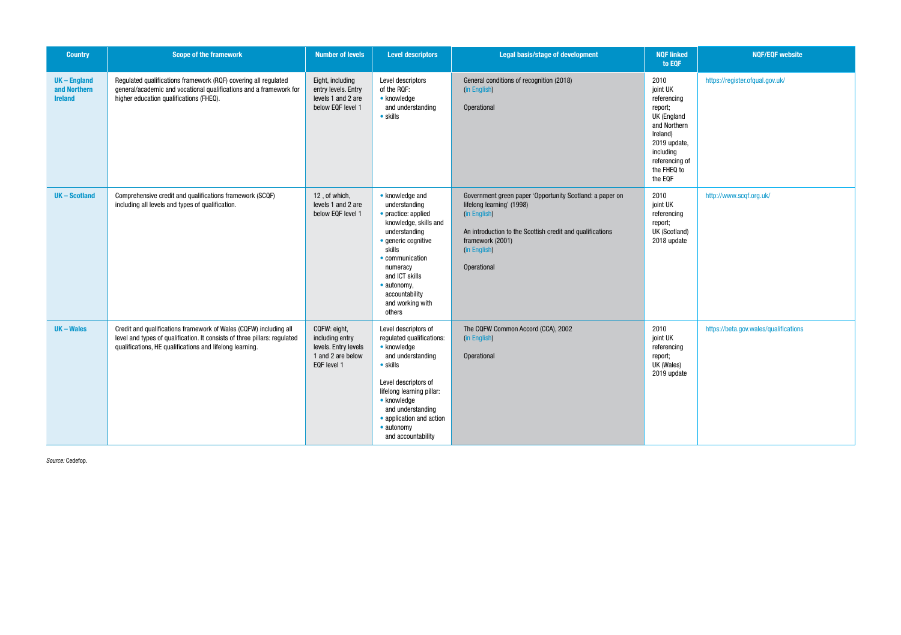| Country | Scope of the framework | Number of levels | Level descriptors | Legal basis/stage of development | NQF linked to EQF | NQF/EQF website |
|---|---|---|---|---|---|---|
| **UK – England and Northern Ireland** | Regulated qualifications framework (RQF) covering all regulated general/academic and vocational qualifications and a framework for higher education qualifications (FHEQ). | Eight, including entry levels. Entry levels 1 and 2 are below EQF level 1 | Level descriptors of the RQF: <br>• knowledge and understanding <br>• skills | General conditions of recognition (2018) <br>(in English) <br><br>Operational | 2010 joint UK referencing report; UK (England and Northern Ireland) 2019 update, including referencing of the FHEQ to the EQF | https://register.ofqual.gov.uk/ |
| **UK – Scotland** | Comprehensive credit and qualifications framework (SCQF) including all levels and types of qualification. | 12 , of which, levels 1 and 2 are below EQF level 1 | • knowledge and understanding <br>• practice: applied knowledge, skills and understanding <br>• generic cognitive skills <br>• communication numeracy and ICT skills <br>• autonomy, accountability and working with others | Government green paper 'Opportunity Scotland: a paper on lifelong learning' (1998) <br>(in English) <br><br>An introduction to the Scottish credit and qualifications framework (2001) <br>(in English) <br><br>Operational | 2010 joint UK referencing report; UK (Scotland) 2018 update | http://www.scqf.org.uk/ |
| **UK – Wales** | Credit and qualifications framework of Wales (CQFW) including all level and types of qualification. It consists of three pillars: regulated qualifications, HE qualifications and lifelong learning. | CQFW: eight, including entry levels. Entry levels 1 and 2 are below EQF level 1 | Level descriptors of regulated qualifications: <br>• knowledge and understanding <br>• skills <br><br>Level descriptors of lifelong learning pillar: <br>• knowledge and understanding <br>• application and action <br>• autonomy and accountability | The CQFW Common Accord (CCA), 2002 <br>(in English) <br><br>Operational | 2010 joint UK referencing report; UK (Wales) 2019 update | https://beta.gov.wales/qualifications |

*Source:* Cedefop.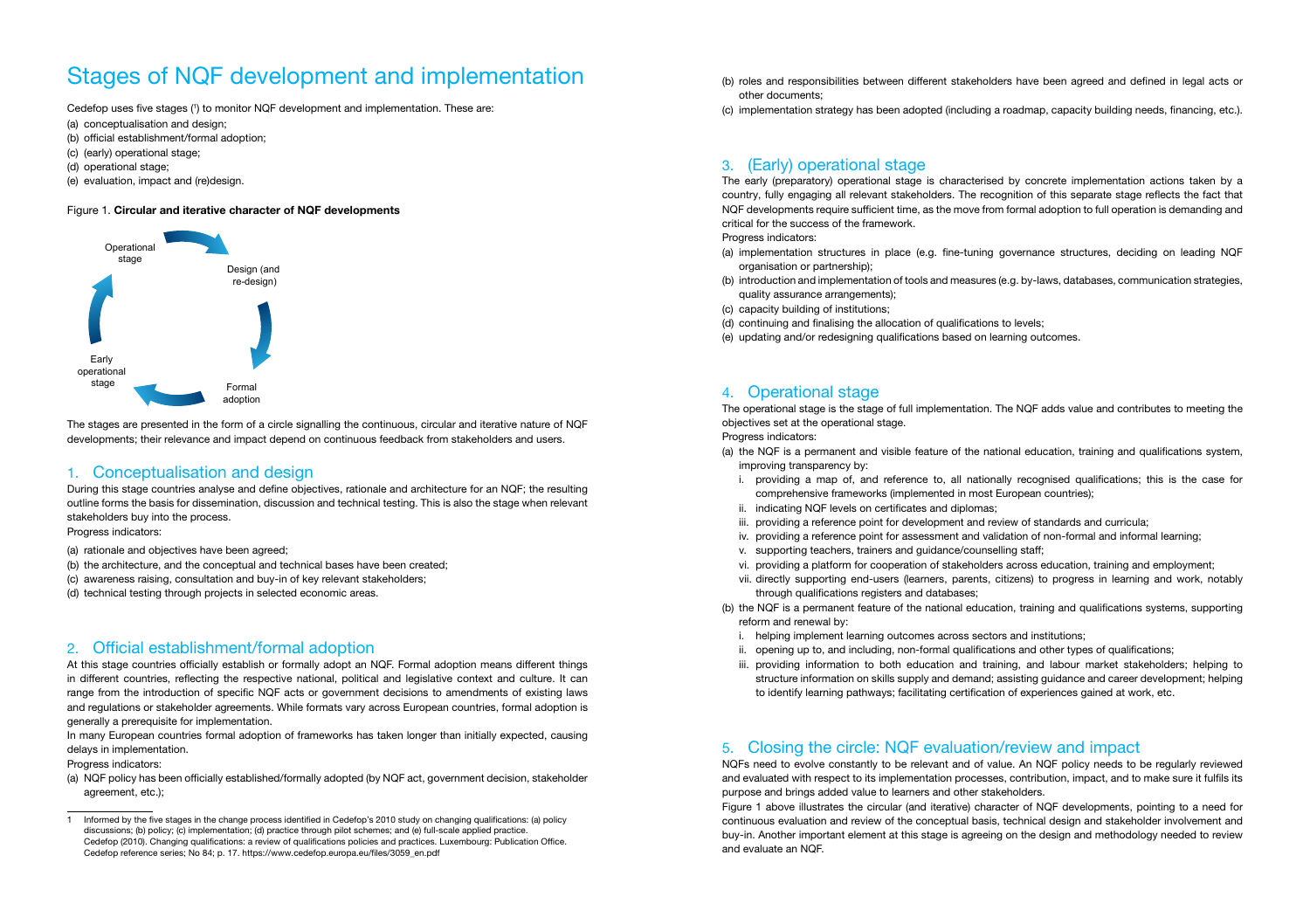# Stages of NQF development and implementation

Cedefop uses five stages ([1]) to monitor NQF development and implementation. These are:

(a) conceptualisation and design;
(b) official establishment/formal adoption;
(c) (early) operational stage;
(d) operational stage;
(e) evaluation, impact and (re)design.

Figure 1. **Circular and iterative character of NQF developments**

Operational stage → Design (and re-design) → Formal adoption → Early operational stage → Operational stage

The stages are presented in the form of a circle signalling the continuous, circular and iterative nature of NQF developments; their relevance and impact depend on continuous feedback from stakeholders and users.

## 1. Conceptualisation and design

During this stage countries analyse and define objectives, rationale and architecture for an NQF; the resulting outline forms the basis for dissemination, discussion and technical testing. This is also the stage when relevant stakeholders buy into the process.

Progress indicators:

(a) rationale and objectives have been agreed;
(b) the architecture, and the conceptual and technical bases have been created;
(c) awareness raising, consultation and buy-in of key relevant stakeholders;
(d) technical testing through projects in selected economic areas.

## 2. Official establishment/formal adoption

At this stage countries officially establish or formally adopt an NQF. Formal adoption means different things in different countries, reflecting the respective national, political and legislative context and culture. It can range from the introduction of specific NQF acts or government decisions to amendments of existing laws and regulations or stakeholder agreements. While formats vary across European countries, formal adoption is generally a prerequisite for implementation.

In many European countries formal adoption of frameworks has taken longer than initially expected, causing delays in implementation.

Progress indicators:

(a) NQF policy has been officially established/formally adopted (by NQF act, government decision, stakeholder agreement, etc.);
(b) roles and responsibilities between different stakeholders have been agreed and defined in legal acts or other documents;
(c) implementation strategy has been adopted (including a roadmap, capacity building needs, financing, etc.).

## 3. (Early) operational stage

The early (preparatory) operational stage is characterised by concrete implementation actions taken by a country, fully engaging all relevant stakeholders. The recognition of this separate stage reflects the fact that NQF developments require sufficient time, as the move from formal adoption to full operation is demanding and critical for the success of the framework.

Progress indicators:

(a) implementation structures in place (e.g. fine-tuning governance structures, deciding on leading NQF organisation or partnership);
(b) introduction and implementation of tools and measures (e.g. by-laws, databases, communication strategies, quality assurance arrangements);
(c) capacity building of institutions;
(d) continuing and finalising the allocation of qualifications to levels;
(e) updating and/or redesigning qualifications based on learning outcomes.

## 4. Operational stage

The operational stage is the stage of full implementation. The NQF adds value and contributes to meeting the objectives set at the operational stage.

Progress indicators:

(a) the NQF is a permanent and visible feature of the national education, training and qualifications system, improving transparency by:
   i. providing a map of, and reference to, all nationally recognised qualifications; this is the case for comprehensive frameworks (implemented in most European countries);
   ii. indicating NQF levels on certificates and diplomas;
   iii. providing a reference point for development and review of standards and curricula;
   iv. providing a reference point for assessment and validation of non-formal and informal learning;
   v. supporting teachers, trainers and guidance/counselling staff;
   vi. providing a platform for cooperation of stakeholders across education, training and employment;
   vii. directly supporting end-users (learners, parents, citizens) to progress in learning and work, notably through qualifications registers and databases;
(b) the NQF is a permanent feature of the national education, training and qualifications systems, supporting reform and renewal by:
   i. helping implement learning outcomes across sectors and institutions;
   ii. opening up to, and including, non-formal qualifications and other types of qualifications;
   iii. providing information to both education and training, and labour market stakeholders; helping to structure information on skills supply and demand; assisting guidance and career development; helping to identify learning pathways; facilitating certification of experiences gained at work, etc.

## 5. Closing the circle: NQF evaluation/review and impact

NQFs need to evolve constantly to be relevant and of value. An NQF policy needs to be regularly reviewed and evaluated with respect to its implementation processes, contribution, impact, and to make sure it fulfils its purpose and brings added value to learners and other stakeholders.

Figure 1 above illustrates the circular (and iterative) character of NQF developments, pointing to a need for continuous evaluation and review of the conceptual basis, technical design and stakeholder involvement and buy-in. Another important element at this stage is agreeing on the design and methodology needed to review and evaluate an NQF.

---

[1] Informed by the five stages in the change process identified in Cedefop's 2010 study on changing qualifications: (a) policy discussions; (b) policy; (c) implementation; (d) practice through pilot schemes; and (e) full-scale applied practice. Cedefop (2010). Changing qualifications: a review of qualifications policies and practices. Luxembourg: Publication Office. Cedefop reference series; No 84; p. 17. https://www.cedefop.europa.eu/files/3059_en.pdf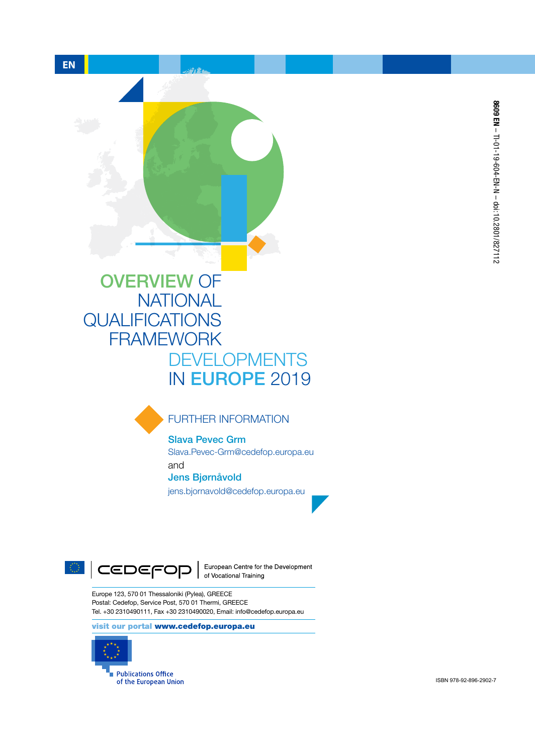EN

# OVERVIEW OF NATIONAL QUALIFICATIONS FRAMEWORK DEVELOPMENTS IN EUROPE 2019

8609 EN – TI-01-19-604-EN-N – doi:10.2801/827112

## FURTHER INFORMATION

**Slava Pevec Grm**
Slava.Pevec-Grm@cedefop.europa.eu

and

**Jens Bjørnåvold**
jens.bjornavold@cedefop.europa.eu

CEDEFOP | European Centre for the Development of Vocational Training

Europe 123, 570 01 Thessaloniki (Pylea), GREECE
Postal: Cedefop, Service Post, 570 01 Thermi, GREECE
Tel. +30 2310490111, Fax +30 2310490020, Email: info@cedefop.europa.eu

**visit our portal www.cedefop.europa.eu**

Publications Office of the European Union

ISBN 978-92-896-2902-7